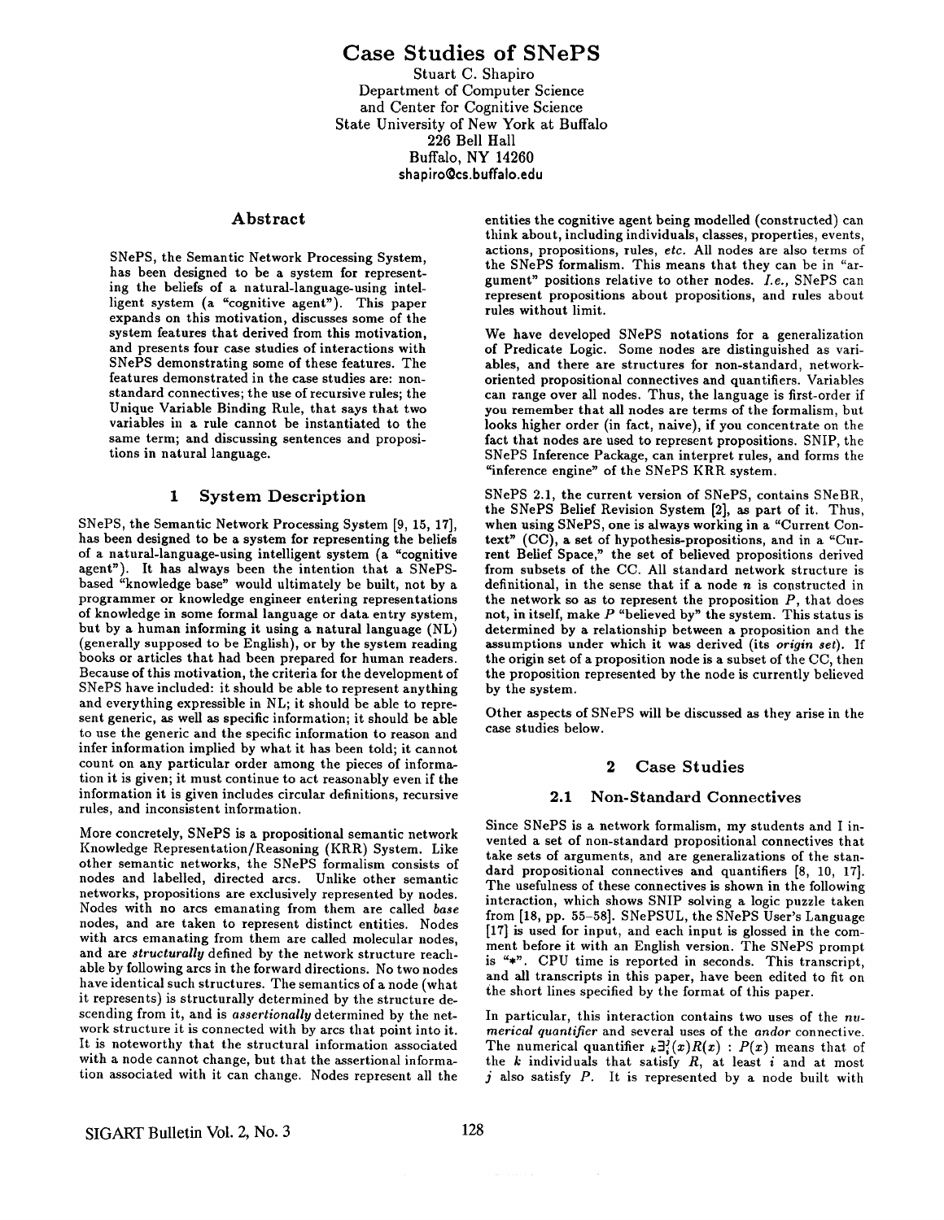# Case Studies of SNePS

Stuart C. Shapiro
Department of Computer Science
and Center for Cognitive Science
State University of New York at Buffalo
226 Bell Hall
Buffalo, NY 14260
shapiro@cs.buffalo.edu

## Abstract

SNePS, the Semantic Network Processing System, has been designed to be a system for representing the beliefs of a natural-language-using intelligent system (a "cognitive agent"). This paper expands on this motivation, discusses some of the system features that derived from this motivation, and presents four case studies of interactions with SNePS demonstrating some of these features. The features demonstrated in the case studies are: non-standard connectives; the use of recursive rules; the Unique Variable Binding Rule, that says that two variables in a rule cannot be instantiated to the same term; and discussing sentences and propositions in natural language.

## 1 System Description

SNePS, the Semantic Network Processing System [9, 15, 17], has been designed to be a system for representing the beliefs of a natural-language-using intelligent system (a "cognitive agent"). It has always been the intention that a SNePS-based "knowledge base" would ultimately be built, not by a programmer or knowledge engineer entering representations of knowledge in some formal language or data entry system, but by a human informing it using a natural language (NL) (generally supposed to be English), or by the system reading books or articles that had been prepared for human readers. Because of this motivation, the criteria for the development of SNePS have included: it should be able to represent anything and everything expressible in NL; it should be able to represent generic, as well as specific information; it should be able to use the generic and the specific information to reason and infer information implied by what it has been told; it cannot count on any particular order among the pieces of information it is given; it must continue to act reasonably even if the information it is given includes circular definitions, recursive rules, and inconsistent information.

More concretely, SNePS is a propositional semantic network Knowledge Representation/Reasoning (KRR) System. Like other semantic networks, the SNePS formalism consists of nodes and labelled, directed arcs. Unlike other semantic networks, propositions are exclusively represented by nodes. Nodes with no arcs emanating from them are called *base* nodes, and are taken to represent distinct entities. Nodes with arcs emanating from them are called molecular nodes, and are *structurally* defined by the network structure reachable by following arcs in the forward directions. No two nodes have identical such structures. The semantics of a node (what it represents) is structurally determined by the structure descending from it, and is *assertionally* determined by the network structure it is connected with by arcs that point into it. It is noteworthy that the structural information associated with a node cannot change, but that the assertional information associated with it can change. Nodes represent all the entities the cognitive agent being modelled (constructed) can think about, including individuals, classes, properties, events, actions, propositions, rules, *etc.* All nodes are also terms of the SNePS formalism. This means that they can be in "argument" positions relative to other nodes. *I.e.,* SNePS can represent propositions about propositions, and rules about rules without limit.

We have developed SNePS notations for a generalization of Predicate Logic. Some nodes are distinguished as variables, and there are structures for non-standard, network-oriented propositional connectives and quantifiers. Variables can range over all nodes. Thus, the language is first-order if you remember that all nodes are terms of the formalism, but looks higher order (in fact, naive), if you concentrate on the fact that nodes are used to represent propositions. SNIP, the SNePS Inference Package, can interpret rules, and forms the "inference engine" of the SNePS KRR system.

SNePS 2.1, the current version of SNePS, contains SNeBR, the SNePS Belief Revision System [2], as part of it. Thus, when using SNePS, one is always working in a "Current Context" (CC), a set of hypothesis-propositions, and in a "Current Belief Space," the set of believed propositions derived from subsets of the CC. All standard network structure is definitional, in the sense that if a node $n$ is constructed in the network so as to represent the proposition $P$, that does not, in itself, make $P$ "believed by" the system. This status is determined by a relationship between a proposition and the assumptions under which it was derived (its *origin set*). If the origin set of a proposition node is a subset of the CC, then the proposition represented by the node is currently believed by the system.

Other aspects of SNePS will be discussed as they arise in the case studies below.

## 2 Case Studies

### 2.1 Non-Standard Connectives

Since SNePS is a network formalism, my students and I invented a set of non-standard propositional connectives that take sets of arguments, and are generalizations of the standard propositional connectives and quantifiers [8, 10, 17]. The usefulness of these connectives is shown in the following interaction, which shows SNIP solving a logic puzzle taken from [18, pp. 55–58]. SNePSUL, the SNePS User's Language [17] is used for input, and each input is glossed in the comment before it with an English version. The SNePS prompt is "*". CPU time is reported in seconds. This transcript, and all transcripts in this paper, have been edited to fit on the short lines specified by the format of this paper.

In particular, this interaction contains two uses of the *numerical quantifier* and several uses of the *andor* connective. The numerical quantifier ${}_k\exists_i^j(x)R(x) : P(x)$ means that of the $k$ individuals that satisfy $R$, at least $i$ and at most $j$ also satisfy $P$. It is represented by a node built with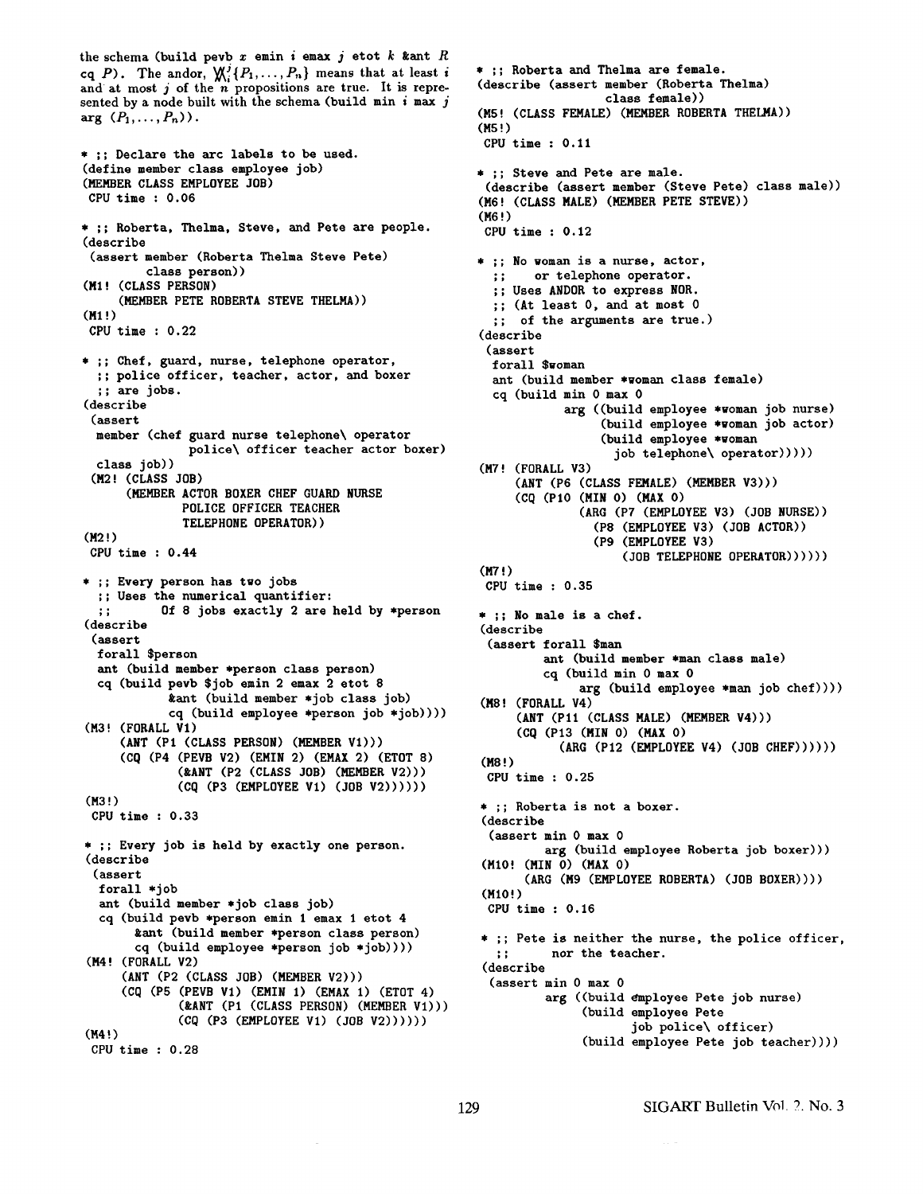the schema (build pevb $x$ emin $i$ emax $j$ etot $k$ &ant $R$ cq $P$). The andor, ${}_{i}\!\bigvee\!\!\bigwedge^{j}\{P_1,\ldots,P_n\}$ means that at least $i$ and at most $j$ of the $n$ propositions are true. It is represented by a node built with the schema (build min $i$ max $j$ arg $(P_1,\ldots,P_n)$).

```
* ;; Declare the arc labels to be used.
(define member class employee job)
(MEMBER CLASS EMPLOYEE JOB)
 CPU time : 0.06

* ;; Roberta, Thelma, Steve, and Pete are people.
(describe
 (assert member (Roberta Thelma Steve Pete)
         class person))
(M1! (CLASS PERSON)
     (MEMBER PETE ROBERTA STEVE THELMA))
(M1!)
 CPU time : 0.22

* ;; Chef, guard, nurse, telephone operator,
  ;; police officer, teacher, actor, and boxer
  ;; are jobs.
(describe
 (assert
  member (chef guard nurse telephone\ operator
               police\ officer teacher actor boxer)
  class job))
 (M2! (CLASS JOB)
      (MEMBER ACTOR BOXER CHEF GUARD NURSE
              POLICE OFFICER TEACHER
              TELEPHONE OPERATOR))
(M2!)
 CPU time : 0.44

* ;; Every person has two jobs
  ;; Uses the numerical quantifier:
  ;;       Of 8 jobs exactly 2 are held by *person
(describe
 (assert
  forall $person
  ant (build member *person class person)
  cq (build pevb $job emin 2 emax 2 etot 8
            &ant (build member *job class job)
            cq (build employee *person job *job))))
(M3! (FORALL V1)
     (ANT (P1 (CLASS PERSON) (MEMBER V1)))
     (CQ (P4 (PEVB V2) (EMIN 2) (EMAX 2) (ETOT 8)
             (&ANT (P2 (CLASS JOB) (MEMBER V2)))
             (CQ (P3 (EMPLOYEE V1) (JOB V2))))))
(M3!)
 CPU time : 0.33

* ;; Every job is held by exactly one person.
(describe
 (assert
  forall *job
  ant (build member *job class job)
  cq (build pevb *person emin 1 emax 1 etot 4
       &ant (build member *person class person)
        cq (build employee *person job *job))))
 (M4! (FORALL V2)
      (ANT (P2 (CLASS JOB) (MEMBER V2)))
      (CQ (P5 (PEVB V1) (EMIN 1) (EMAX 1) (ETOT 4)
              (&ANT (P1 (CLASS PERSON) (MEMBER V1)))
              (CQ (P3 (EMPLOYEE V1) (JOB V2))))))
(M4!)
 CPU time : 0.28

* ;; Roberta and Thelma are female.
(describe (assert member (Roberta Thelma)
                  class female))
(M5! (CLASS FEMALE) (MEMBER ROBERTA THELMA))
(M5!)
 CPU time : 0.11

* ;; Steve and Pete are male.
 (describe (assert member (Steve Pete) class male))
(M6! (CLASS MALE) (MEMBER PETE STEVE))
(M6!)
 CPU time : 0.12

* ;; No woman is a nurse, actor,
  ;;    or telephone operator.
  ;; Uses ANDOR to express NOR.
  ;; (At least 0, and at most 0
  ;;  of the arguments are true.)
(describe
 (assert
  forall $woman
  ant (build member *woman class female)
  cq (build min 0 max 0
            arg ((build employee *woman job nurse)
                 (build employee *woman job actor)
                 (build employee *woman
                   job telephone\ operator)))))
(M7! (FORALL V3)
     (ANT (P6 (CLASS FEMALE) (MEMBER V3)))
     (CQ (P10 (MIN 0) (MAX 0)
              (ARG (P7 (EMPLOYEE V3) (JOB NURSE))
                (P8 (EMPLOYEE V3) (JOB ACTOR))
                (P9 (EMPLOYEE V3)
                    (JOB TELEPHONE OPERATOR))))))
(M7!)
 CPU time : 0.35

* ;; No male is a chef.
(describe
 (assert forall $man
         ant (build member *man class male)
         cq (build min 0 max 0
              arg (build employee *man job chef))))
(M8! (FORALL V4)
     (ANT (P11 (CLASS MALE) (MEMBER V4)))
     (CQ (P13 (MIN 0) (MAX 0)
           (ARG (P12 (EMPLOYEE V4) (JOB CHEF))))))
(M8!)
 CPU time : 0.25

* ;; Roberta is not a boxer.
(describe
 (assert min 0 max 0
         arg (build employee Roberta job boxer)))
(M10! (MIN 0) (MAX 0)
      (ARG (M9 (EMPLOYEE ROBERTA) (JOB BOXER))))
(M10!)
 CPU time : 0.16

* ;; Pete is neither the nurse, the police officer,
  ;;      nor the teacher.
(describe
 (assert min 0 max 0
         arg ((build employee Pete job nurse)
              (build employee Pete
                     job police\ officer)
              (build employee Pete job teacher))))
```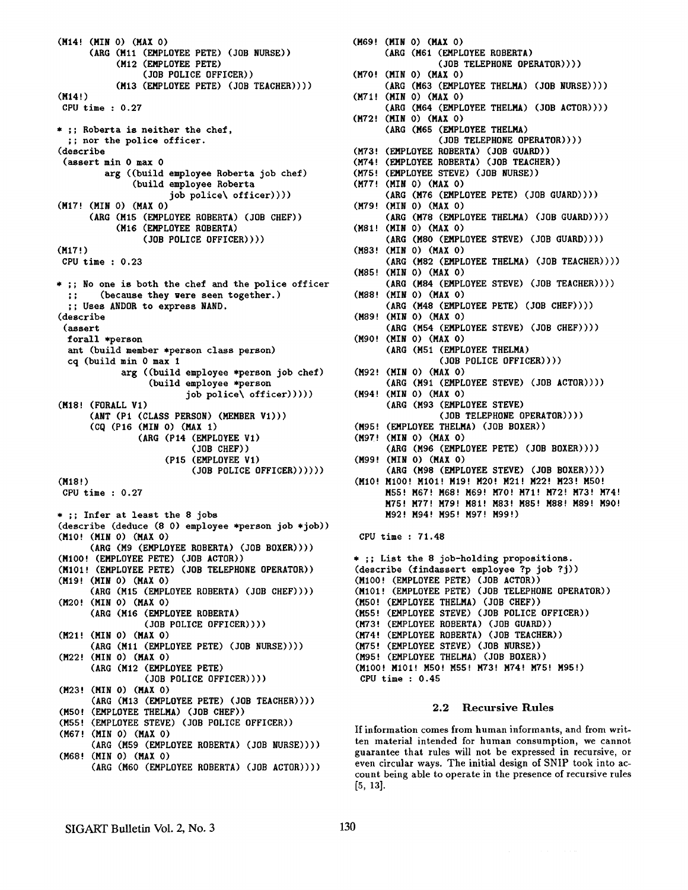```
(M14! (MIN 0) (MAX 0)
      (ARG (M11 (EMPLOYEE PETE) (JOB NURSE))
           (M12 (EMPLOYEE PETE)
                (JOB POLICE OFFICER))
           (M13 (EMPLOYEE PETE) (JOB TEACHER))))
(M14!)
 CPU time : 0.27

* ;; Roberta is neither the chef,
  ;; nor the police officer.
(describe
 (assert min 0 max 0
         arg ((build employee Roberta job chef)
              (build employee Roberta
                     job police\ officer))))
(M17! (MIN 0) (MAX 0)
      (ARG (M15 (EMPLOYEE ROBERTA) (JOB CHEF))
           (M16 (EMPLOYEE ROBERTA)
                (JOB POLICE OFFICER))))
(M17!)
 CPU time : 0.23

* ;; No one is both the chef and the police officer
  ;;     (because they were seen together.)
  ;; Uses ANDOR to express NAND.
(describe
 (assert
  forall *person
  ant (build member *person class person)
  cq (build min 0 max 1
            arg ((build employee *person job chef)
                 (build employee *person
                        job police\ officer)))))
(M18! (FORALL V1)
      (ANT (P1 (CLASS PERSON) (MEMBER V1)))
      (CQ (P16 (MIN 0) (MAX 1)
               (ARG (P14 (EMPLOYEE V1)
                         (JOB CHEF))
                    (P15 (EMPLOYEE V1)
                         (JOB POLICE OFFICER))))))
(M18!)
 CPU time : 0.27

* ;; Infer at least the 8 jobs
(describe (deduce (8 0) employee *person job *job))
(M10! (MIN 0) (MAX 0)
      (ARG (M9 (EMPLOYEE ROBERTA) (JOB BOXER))))
(M100! (EMPLOYEE PETE) (JOB ACTOR))
(M101! (EMPLOYEE PETE) (JOB TELEPHONE OPERATOR))
(M19! (MIN 0) (MAX 0)
      (ARG (M15 (EMPLOYEE ROBERTA) (JOB CHEF))))
(M20! (MIN 0) (MAX 0)
      (ARG (M16 (EMPLOYEE ROBERTA)
                (JOB POLICE OFFICER))))
(M21! (MIN 0) (MAX 0)
      (ARG (M11 (EMPLOYEE PETE) (JOB NURSE))))
(M22! (MIN 0) (MAX 0)
      (ARG (M12 (EMPLOYEE PETE)
                (JOB POLICE OFFICER))))
(M23! (MIN 0) (MAX 0)
      (ARG (M13 (EMPLOYEE PETE) (JOB TEACHER))))
(M50! (EMPLOYEE THELMA) (JOB CHEF))
(M55! (EMPLOYEE STEVE) (JOB POLICE OFFICER))
(M67! (MIN 0) (MAX 0)
      (ARG (M59 (EMPLOYEE ROBERTA) (JOB NURSE))))
(M68! (MIN 0) (MAX 0)
      (ARG (M60 (EMPLOYEE ROBERTA) (JOB ACTOR))))
(M69! (MIN 0) (MAX 0)
      (ARG (M61 (EMPLOYEE ROBERTA)
                (JOB TELEPHONE OPERATOR))))
(M70! (MIN 0) (MAX 0)
      (ARG (M63 (EMPLOYEE THELMA) (JOB NURSE))))
(M71! (MIN 0) (MAX 0)
      (ARG (M64 (EMPLOYEE THELMA) (JOB ACTOR))))
(M72! (MIN 0) (MAX 0)
      (ARG (M65 (EMPLOYEE THELMA)
                (JOB TELEPHONE OPERATOR))))
(M73! (EMPLOYEE ROBERTA) (JOB GUARD))
(M74! (EMPLOYEE ROBERTA) (JOB TEACHER))
(M75! (EMPLOYEE STEVE) (JOB NURSE))
(M77! (MIN 0) (MAX 0)
      (ARG (M76 (EMPLOYEE PETE) (JOB GUARD))))
(M79! (MIN 0) (MAX 0)
      (ARG (M78 (EMPLOYEE THELMA) (JOB GUARD))))
(M81! (MIN 0) (MAX 0)
      (ARG (M80 (EMPLOYEE STEVE) (JOB GUARD))))
(M83! (MIN 0) (MAX 0)
      (ARG (M82 (EMPLOYEE THELMA) (JOB TEACHER))))
(M85! (MIN 0) (MAX 0)
      (ARG (M84 (EMPLOYEE STEVE) (JOB TEACHER))))
(M88! (MIN 0) (MAX 0)
      (ARG (M48 (EMPLOYEE PETE) (JOB CHEF))))
(M89! (MIN 0) (MAX 0)
      (ARG (M54 (EMPLOYEE STEVE) (JOB CHEF))))
(M90! (MIN 0) (MAX 0)
      (ARG (M51 (EMPLOYEE THELMA)
                (JOB POLICE OFFICER))))
(M92! (MIN 0) (MAX 0)
      (ARG (M91 (EMPLOYEE STEVE) (JOB ACTOR))))
(M94! (MIN 0) (MAX 0)
      (ARG (M93 (EMPLOYEE STEVE)
                (JOB TELEPHONE OPERATOR))))
(M95! (EMPLOYEE THELMA) (JOB BOXER))
(M97! (MIN 0) (MAX 0)
      (ARG (M96 (EMPLOYEE PETE) (JOB BOXER))))
(M99! (MIN 0) (MAX 0)
      (ARG (M98 (EMPLOYEE STEVE) (JOB BOXER))))
(M10! M100! M101! M19! M20! M21! M22! M23! M50!
      M55! M67! M68! M69! M70! M71! M72! M73! M74!
      M75! M77! M79! M81! M83! M85! M88! M89! M90!
      M92! M94! M95! M97! M99!)

 CPU time : 71.48

* ;; List the 8 job-holding propositions.
(describe (findassert employee ?p job ?j))
(M100! (EMPLOYEE PETE) (JOB ACTOR))
(M101! (EMPLOYEE PETE) (JOB TELEPHONE OPERATOR))
(M50! (EMPLOYEE THELMA) (JOB CHEF))
(M55! (EMPLOYEE STEVE) (JOB POLICE OFFICER))
(M73! (EMPLOYEE ROBERTA) (JOB GUARD))
(M74! (EMPLOYEE ROBERTA) (JOB TEACHER))
(M75! (EMPLOYEE STEVE) (JOB NURSE))
(M95! (EMPLOYEE THELMA) (JOB BOXER))
(M100! M101! M50! M55! M73! M74! M75! M95!)
 CPU time : 0.45
```

### 2.2 Recursive Rules

If information comes from human informants, and from written material intended for human consumption, we cannot guarantee that rules will not be expressed in recursive, or even circular ways. The initial design of SNIP took into account being able to operate in the presence of recursive rules [5, 13].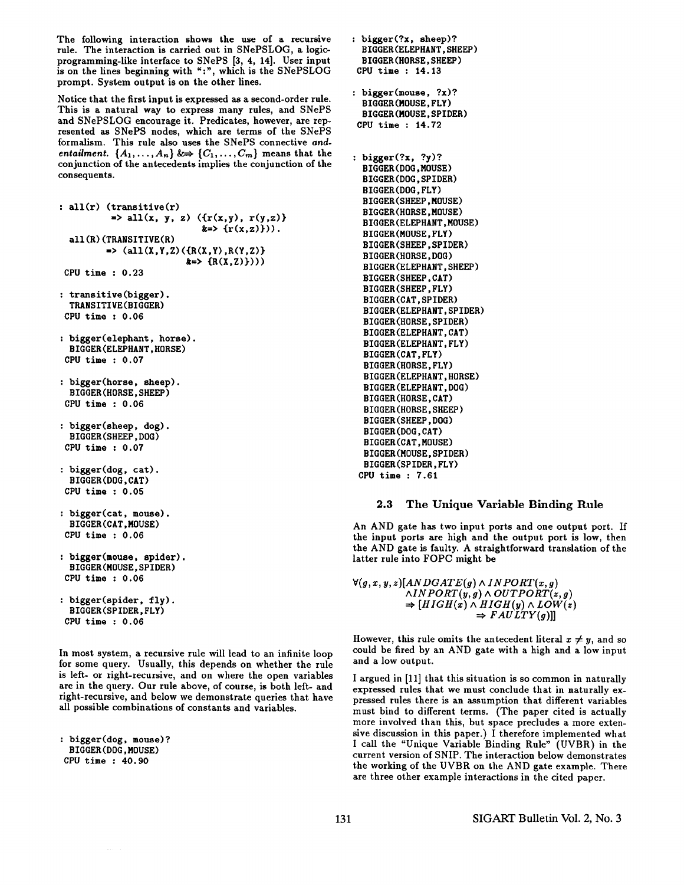The following interaction shows the use of a recursive rule. The interaction is carried out in SNePSLOG, a logic-programming-like interface to SNePS [3, 4, 14]. User input is on the lines beginning with ":", which is the SNePSLOG prompt. System output is on the other lines.

Notice that the first input is expressed as a second-order rule. This is a natural way to express many rules, and SNePS and SNePSLOG encourage it. Predicates, however, are represented as SNePS nodes, which are terms of the SNePS formalism. This rule also uses the SNePS connective *and-entailment*. $\{A_1, \ldots, A_n\}$ &⇒ $\{C_1, \ldots, C_m\}$ means that the conjunction of the antecedents implies the conjunction of the consequents.

```
: all(r) (transitive(r)
         => all(x, y, z) ({r(x,y), r(y,z)}
                          &=> {r(x,z)})).
  all(R)(TRANSITIVE(R)
        => (all(X,Y,Z)({R(X,Y),R(Y,Z)}
                       &=> {R(X,Z)})))
 CPU time : 0.23

: transitive(bigger).
  TRANSITIVE(BIGGER)
 CPU time : 0.06

: bigger(elephant, horse).
  BIGGER(ELEPHANT,HORSE)
 CPU time : 0.07

: bigger(horse, sheep).
  BIGGER(HORSE,SHEEP)
 CPU time : 0.06

: bigger(sheep, dog).
  BIGGER(SHEEP,DOG)
 CPU time : 0.07

: bigger(dog, cat).
  BIGGER(DOG,CAT)
 CPU time : 0.05

: bigger(cat, mouse).
  BIGGER(CAT,MOUSE)
 CPU time : 0.06

: bigger(mouse, spider).
  BIGGER(MOUSE,SPIDER)
 CPU time : 0.06

: bigger(spider, fly).
  BIGGER(SPIDER,FLY)
 CPU time : 0.06
```

In most system, a recursive rule will lead to an infinite loop for some query. Usually, this depends on whether the rule is left- or right-recursive, and on where the open variables are in the query. Our rule above, of course, is both left- and right-recursive, and below we demonstrate queries that have all possible combinations of constants and variables.

```
: bigger(dog, mouse)?
  BIGGER(DOG,MOUSE)
 CPU time : 40.90

: bigger(?x, sheep)?
  BIGGER(ELEPHANT,SHEEP)
  BIGGER(HORSE,SHEEP)
 CPU time : 14.13

: bigger(mouse, ?x)?
  BIGGER(MOUSE,FLY)
  BIGGER(MOUSE,SPIDER)
 CPU time : 14.72

: bigger(?x, ?y)?
  BIGGER(DOG,MOUSE)
  BIGGER(DOG,SPIDER)
  BIGGER(DOG,FLY)
  BIGGER(SHEEP,MOUSE)
  BIGGER(HORSE,MOUSE)
  BIGGER(ELEPHANT,MOUSE)
  BIGGER(MOUSE,FLY)
  BIGGER(SHEEP,SPIDER)
  BIGGER(HORSE,DOG)
  BIGGER(ELEPHANT,SHEEP)
  BIGGER(SHEEP,CAT)
  BIGGER(SHEEP,FLY)
  BIGGER(CAT,SPIDER)
  BIGGER(ELEPHANT,SPIDER)
  BIGGER(HORSE,SPIDER)
  BIGGER(ELEPHANT,CAT)
  BIGGER(ELEPHANT,FLY)
  BIGGER(CAT,FLY)
  BIGGER(HORSE,FLY)
  BIGGER(ELEPHANT,HORSE)
  BIGGER(ELEPHANT,DOG)
  BIGGER(HORSE,CAT)
  BIGGER(HORSE,SHEEP)
  BIGGER(SHEEP,DOG)
  BIGGER(DOG,CAT)
  BIGGER(CAT,MOUSE)
  BIGGER(MOUSE,SPIDER)
  BIGGER(SPIDER,FLY)
 CPU time : 7.61
```

### 2.3 The Unique Variable Binding Rule

An AND gate has two input ports and one output port. If the input ports are high and the output port is low, then the AND gate is faulty. A straightforward translation of the latter rule into FOPC might be

$$\forall(g,x,y,z)[ANDGATE(g) \land INPORT(x,g) \land INPORT(y,g) \land OUTPORT(z,g) \Rightarrow [HIGH(x) \land HIGH(y) \land LOW(z) \Rightarrow FAULTY(g)]]$$

However, this rule omits the antecedent literal $x \neq y$, and so could be fired by an AND gate with a high and a low input and a low output.

I argued in [11] that this situation is so common in naturally expressed rules that we must conclude that in naturally expressed rules there is an assumption that different variables must bind to different terms. (The paper cited is actually more involved than this, but space precludes a more extensive discussion in this paper.) I therefore implemented what I call the "Unique Variable Binding Rule" (UVBR) in the current version of SNIP. The interaction below demonstrates the working of the UVBR on the AND gate example. There are three other example interactions in the cited paper.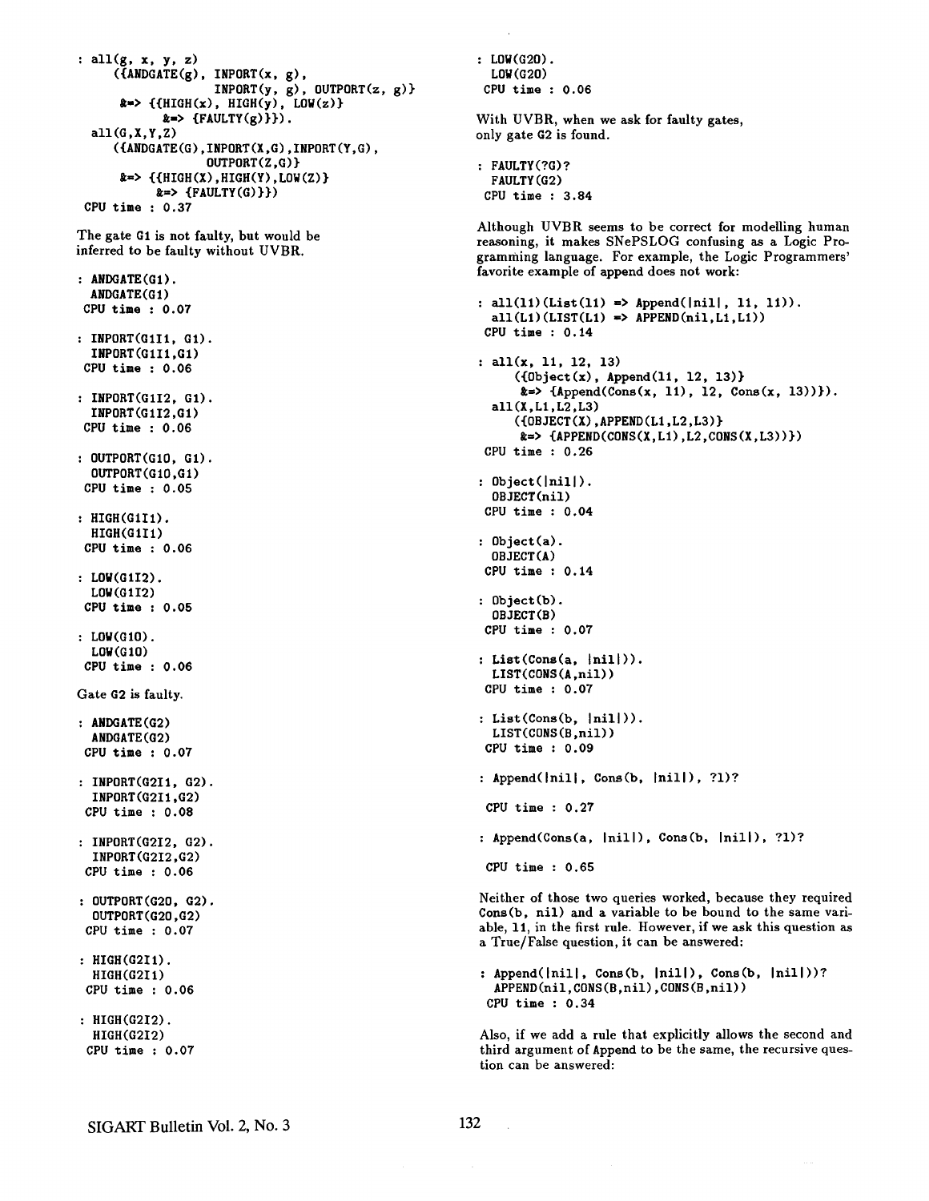```
: all(g, x, y, z)
     ({ANDGATE(g), INPORT(x, g),
                   INPORT(y, g), OUTPORT(z, g)}
      &=> {{HIGH(x), HIGH(y), LOW(z)}
           &=> {FAULTY(g)}}).
  all(G,X,Y,Z)
     ({ANDGATE(G),INPORT(X,G),INPORT(Y,G),
                  OUTPORT(Z,G)}
      &=> {{HIGH(X),HIGH(Y),LOW(Z)}
           &=> {FAULTY(G)}})
 CPU time : 0.37
```

The gate G1 is not faulty, but would be inferred to be faulty without UVBR.

```
: ANDGATE(G1).
  ANDGATE(G1)
 CPU time : 0.07

: INPORT(G1I1, G1).
  INPORT(G1I1,G1)
 CPU time : 0.06

: INPORT(G1I2, G1).
  INPORT(G1I2,G1)
 CPU time : 0.06

: OUTPORT(G1O, G1).
  OUTPORT(G1O,G1)
 CPU time : 0.05

: HIGH(G1I1).
  HIGH(G1I1)
 CPU time : 0.06

: LOW(G1I2).
  LOW(G1I2)
 CPU time : 0.05

: LOW(G1O).
  LOW(G1O)
 CPU time : 0.06
```

Gate G2 is faulty.

```
: ANDGATE(G2)
  ANDGATE(G2)
 CPU time : 0.07

: INPORT(G2I1, G2).
  INPORT(G2I1,G2)
 CPU time : 0.08

: INPORT(G2I2, G2).
  INPORT(G2I2,G2)
 CPU time : 0.06

: OUTPORT(G2O, G2).
  OUTPORT(G2O,G2)
 CPU time : 0.07

: HIGH(G2I1).
  HIGH(G2I1)
 CPU time : 0.06

: HIGH(G2I2).
  HIGH(G2I2)
 CPU time : 0.07

: LOW(G2O).
  LOW(G2O)
 CPU time : 0.06
```

With UVBR, when we ask for faulty gates, only gate G2 is found.

```
: FAULTY(?G)?
  FAULTY(G2)
 CPU time : 3.84
```

Although UVBR seems to be correct for modelling human reasoning, it makes SNePSLOG confusing as a Logic Programming language. For example, the Logic Programmers' favorite example of append does not work:

```
: all(l1)(List(l1) => Append(|nil|, l1, l1)).
  all(L1)(LIST(L1) => APPEND(nil,L1,L1))
 CPU time : 0.14

: all(x, l1, l2, l3)
     ({Object(x), Append(l1, l2, l3)}
      &=> {Append(Cons(x, l1), l2, Cons(x, l3))}).
  all(X,L1,L2,L3)
     ({OBJECT(X),APPEND(L1,L2,L3)}
      &=> {APPEND(CONS(X,L1),L2,CONS(X,L3))})
 CPU time : 0.26

: Object(|nil|).
  OBJECT(nil)
 CPU time : 0.04

: Object(a).
  OBJECT(A)
 CPU time : 0.14

: Object(b).
  OBJECT(B)
 CPU time : 0.07

: List(Cons(a, |nil|)).
  LIST(CONS(A,nil))
 CPU time : 0.07

: List(Cons(b, |nil|)).
  LIST(CONS(B,nil))
 CPU time : 0.09

: Append(|nil|, Cons(b, |nil|), ?l)?

 CPU time : 0.27

: Append(Cons(a, |nil|), Cons(b, |nil|), ?l)?

 CPU time : 0.65
```

Neither of those two queries worked, because they required Cons(b, nil) and a variable to be bound to the same variable, l1, in the first rule. However, if we ask this question as a True/False question, it can be answered:

```
: Append(|nil|, Cons(b, |nil|), Cons(b, |nil|))?
  APPEND(nil,CONS(B,nil),CONS(B,nil))
 CPU time : 0.34
```

Also, if we add a rule that explicitly allows the second and third argument of Append to be the same, the recursive question can be answered: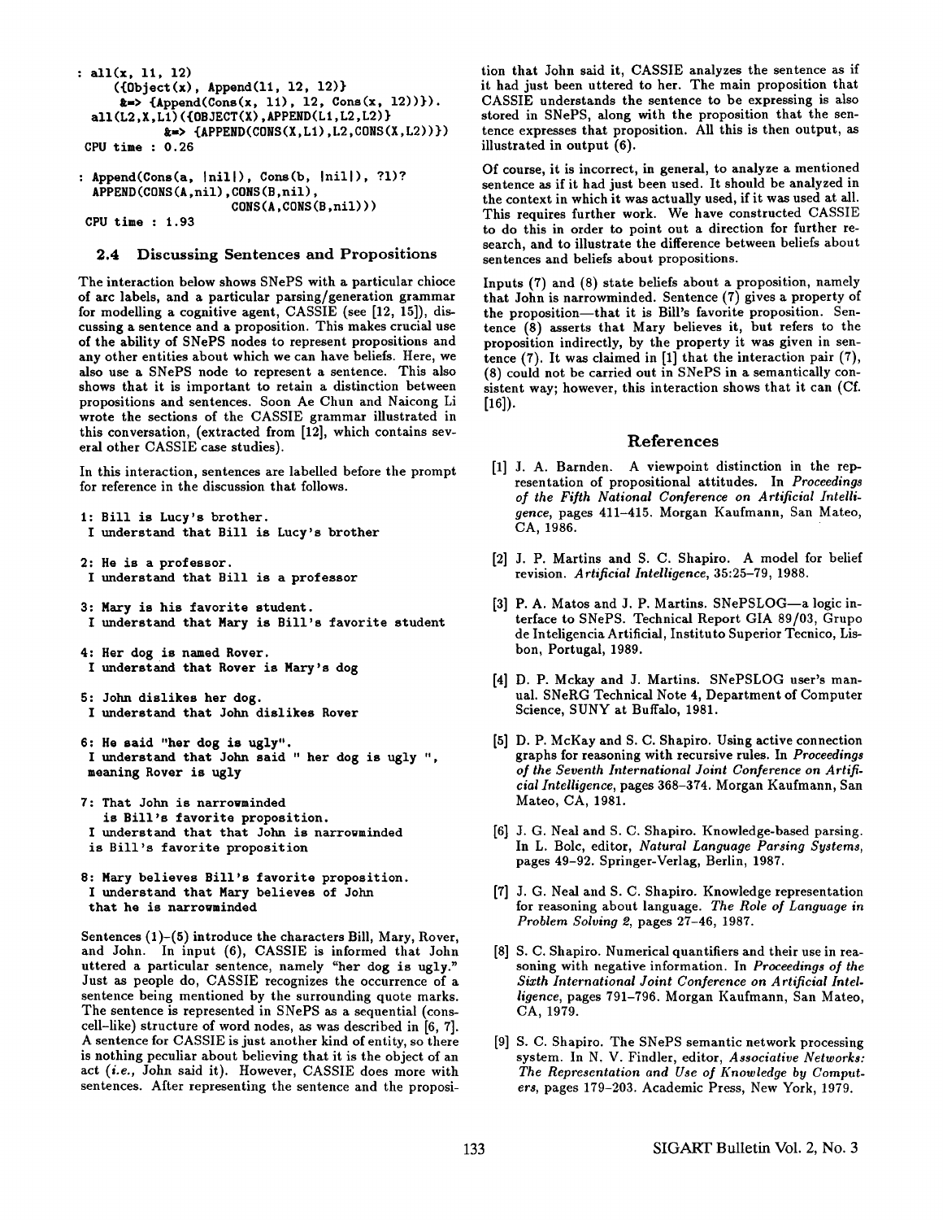```
: all(x, l1, l2)
     ({Object(x), Append(l1, l2, l2)}
      &=> {Append(Cons(x, l1), l2, Cons(x, l2))}).
  all(L2,X,L1)({OBJECT(X),APPEND(L1,L2,L2)}
            &=> {APPEND(CONS(X,L1),L2,CONS(X,L2))})
 CPU time : 0.26

: Append(Cons(a, |nil|), Cons(b, |nil|), ?l)?
  APPEND(CONS(A,nil),CONS(B,nil),
                     CONS(A,CONS(B,nil)))
 CPU time : 1.93
```

### 2.4 Discussing Sentences and Propositions

The interaction below shows SNePS with a particular chioce of arc labels, and a particular parsing/generation grammar for modelling a cognitive agent, CASSIE (see [12, 15]), discussing a sentence and a proposition. This makes crucial use of the ability of SNePS nodes to represent propositions and any other entities about which we can have beliefs. Here, we also use a SNePS node to represent a sentence. This also shows that it is important to retain a distinction between propositions and sentences. Soon Ae Chun and Naicong Li wrote the sections of the CASSIE grammar illustrated in this conversation, (extracted from [12], which contains several other CASSIE case studies).

In this interaction, sentences are labelled before the prompt for reference in the discussion that follows.

```
1: Bill is Lucy's brother.
 I understand that Bill is Lucy's brother

2: He is a professor.
 I understand that Bill is a professor

3: Mary is his favorite student.
 I understand that Mary is Bill's favorite student

4: Her dog is named Rover.
 I understand that Rover is Mary's dog

5: John dislikes her dog.
 I understand that John dislikes Rover

6: He said "her dog is ugly".
 I understand that John said " her dog is ugly ",
 meaning Rover is ugly

7: That John is narrowminded
   is Bill's favorite proposition.
 I understand that that John is narrowminded
 is Bill's favorite proposition

8: Mary believes Bill's favorite proposition.
 I understand that Mary believes of John
 that he is narrowminded
```

Sentences (1)–(5) introduce the characters Bill, Mary, Rover, and John. In input (6), CASSIE is informed that John uttered a particular sentence, namely "her dog is ugly." Just as people do, CASSIE recognizes the occurrence of a sentence being mentioned by the surrounding quote marks. The sentence is represented in SNePS as a sequential (cons-cell-like) structure of word nodes, as was described in [6, 7]. A sentence for CASSIE is just another kind of entity, so there is nothing peculiar about believing that it is the object of an act (*i.e.*, John said it). However, CASSIE does more with sentences. After representing the sentence and the proposition that John said it, CASSIE analyzes the sentence as if it had just been uttered to her. The main proposition that CASSIE understands the sentence to be expressing is also stored in SNePS, along with the proposition that the sentence expresses that proposition. All this is then output, as illustrated in output (6).

Of course, it is incorrect, in general, to analyze a mentioned sentence as if it had just been used. It should be analyzed in the context in which it was actually used, if it was used at all. This requires further work. We have constructed CASSIE to do this in order to point out a direction for further research, and to illustrate the difference between beliefs about sentences and beliefs about propositions.

Inputs (7) and (8) state beliefs about a proposition, namely that John is narrowminded. Sentence (7) gives a property of the proposition—that it is Bill's favorite proposition. Sentence (8) asserts that Mary believes it, but refers to the proposition indirectly, by the property it was given in sentence (7). It was claimed in [1] that the interaction pair (7), (8) could not be carried out in SNePS in a semantically consistent way; however, this interaction shows that it can (Cf. [16]).

## References

[1] J. A. Barnden. A viewpoint distinction in the representation of propositional attitudes. In *Proceedings of the Fifth National Conference on Artificial Intelligence*, pages 411–415. Morgan Kaufmann, San Mateo, CA, 1986.

[2] J. P. Martins and S. C. Shapiro. A model for belief revision. *Artificial Intelligence*, 35:25–79, 1988.

[3] P. A. Matos and J. P. Martins. SNePSLOG—a logic interface to SNePS. Technical Report GIA 89/03, Grupo de Inteligencia Artificial, Instituto Superior Tecnico, Lisbon, Portugal, 1989.

[4] D. P. Mckay and J. Martins. SNePSLOG user's manual. SNeRG Technical Note 4, Department of Computer Science, SUNY at Buffalo, 1981.

[5] D. P. McKay and S. C. Shapiro. Using active connection graphs for reasoning with recursive rules. In *Proceedings of the Seventh International Joint Conference on Artificial Intelligence*, pages 368–374. Morgan Kaufmann, San Mateo, CA, 1981.

[6] J. G. Neal and S. C. Shapiro. Knowledge-based parsing. In L. Bolc, editor, *Natural Language Parsing Systems*, pages 49–92. Springer-Verlag, Berlin, 1987.

[7] J. G. Neal and S. C. Shapiro. Knowledge representation for reasoning about language. *The Role of Language in Problem Solving 2*, pages 27–46, 1987.

[8] S. C. Shapiro. Numerical quantifiers and their use in reasoning with negative information. In *Proceedings of the Sixth International Joint Conference on Artificial Intelligence*, pages 791–796. Morgan Kaufmann, San Mateo, CA, 1979.

[9] S. C. Shapiro. The SNePS semantic network processing system. In N. V. Findler, editor, *Associative Networks: The Representation and Use of Knowledge by Computers*, pages 179–203. Academic Press, New York, 1979.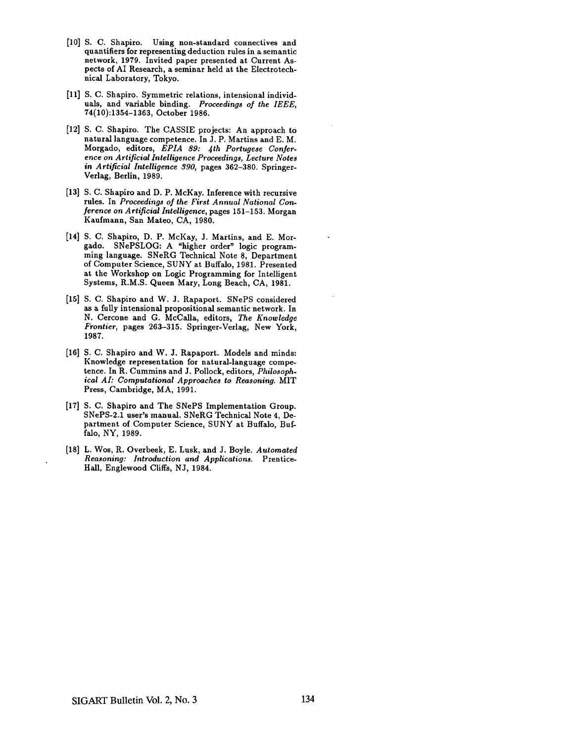[10] S. C. Shapiro. Using non-standard connectives and quantifiers for representing deduction rules in a semantic network, 1979. Invited paper presented at Current Aspects of AI Research, a seminar held at the Electrotechnical Laboratory, Tokyo.

[11] S. C. Shapiro. Symmetric relations, intensional individuals, and variable binding. *Proceedings of the IEEE*, 74(10):1354–1363, October 1986.

[12] S. C. Shapiro. The CASSIE projects: An approach to natural language competence. In J. P. Martins and E. M. Morgado, editors, *EPIA 89: 4th Portugese Conference on Artificial Intelligence Proceedings, Lecture Notes in Artificial Intelligence 390*, pages 362–380. Springer-Verlag, Berlin, 1989.

[13] S. C. Shapiro and D. P. McKay. Inference with recursive rules. In *Proceedings of the First Annual National Conference on Artificial Intelligence*, pages 151–153. Morgan Kaufmann, San Mateo, CA, 1980.

[14] S. C. Shapiro, D. P. McKay, J. Martins, and E. Morgado. SNePSLOG: A "higher order" logic programming language. SNeRG Technical Note 8, Department of Computer Science, SUNY at Buffalo, 1981. Presented at the Workshop on Logic Programming for Intelligent Systems, R.M.S. Queen Mary, Long Beach, CA, 1981.

[15] S. C. Shapiro and W. J. Rapaport. SNePS considered as a fully intensional propositional semantic network. In N. Cercone and G. McCalla, editors, *The Knowledge Frontier*, pages 263–315. Springer-Verlag, New York, 1987.

[16] S. C. Shapiro and W. J. Rapaport. Models and minds: Knowledge representation for natural-language competence. In R. Cummins and J. Pollock, editors, *Philosophical AI: Computational Approaches to Reasoning*. MIT Press, Cambridge, MA, 1991.

[17] S. C. Shapiro and The SNePS Implementation Group. SNePS-2.1 user's manual. SNeRG Technical Note 4, Department of Computer Science, SUNY at Buffalo, Buffalo, NY, 1989.

[18] L. Wos, R. Overbeek, E. Lusk, and J. Boyle. *Automated Reasoning: Introduction and Applications*. Prentice-Hall, Englewood Cliffs, NJ, 1984.